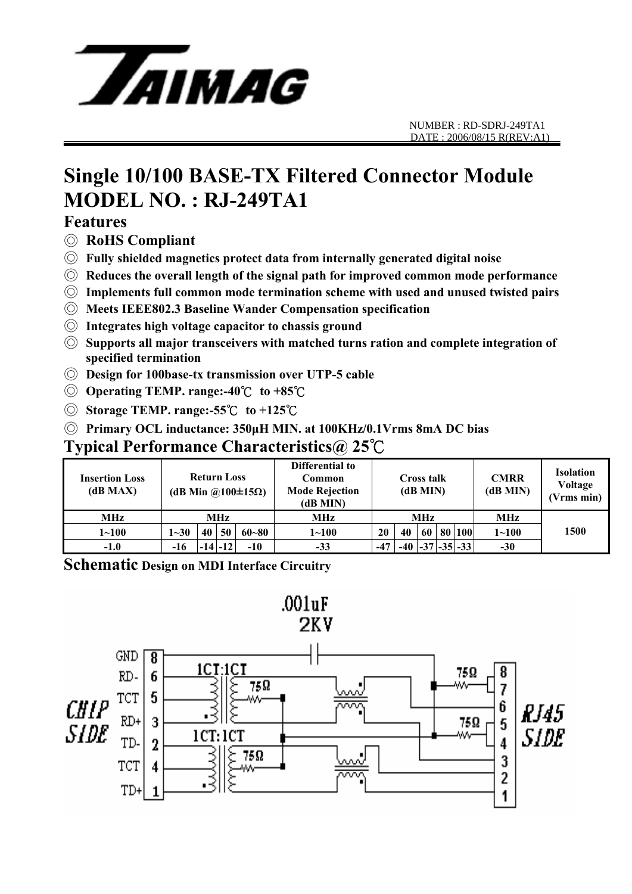TAIMAG

NUMBER : RD-SDRJ-249TA1
DATE : 2006/08/15 R(REV:A1)

# Single 10/100 BASE-TX Filtered Connector Module
# MODEL NO. : RJ-249TA1

## Features

- ◎ **RoHS Compliant**
- ◎ **Fully shielded magnetics protect data from internally generated digital noise**
- ◎ **Reduces the overall length of the signal path for improved common mode performance**
- ◎ **Implements full common mode termination scheme with used and unused twisted pairs**
- ◎ **Meets IEEE802.3 Baseline Wander Compensation specification**
- ◎ **Integrates high voltage capacitor to chassis ground**
- ◎ **Supports all major transceivers with matched turns ration and complete integration of specified termination**
- ◎ **Design for 100base-tx transmission over UTP-5 cable**
- ◎ **Operating TEMP. range:-40℃ to +85℃**
- ◎ **Storage TEMP. range:-55℃ to +125℃**
- ◎ **Primary OCL inductance: 350μH MIN. at 100KHz/0.1Vrms 8mA DC bias**

## Typical Performance Characteristics@ 25℃

| Insertion Loss (dB MAX) | Return Loss (dB Min @100±15Ω) | | | | Differential to Common Mode Rejection (dB MIN) | Cross talk (dB MIN) | | | | | CMRR (dB MIN) | Isolation Voltage (Vrms min) |
|---|---|---|---|---|---|---|---|---|---|---|---|---|
| MHz | MHz | | | | MHz | MHz | | | | | MHz | 1500 |
| 1~100 | 1~30 | 40 | 50 | 60~80 | 1~100 | 20 | 40 | 60 | 80 | 100 | 1~100 | |
| -1.0 | -16 | -14 | -12 | -10 | -33 | -47 | -40 | -37 | -35 | -33 | -30 | |

## Schematic Design on MDI Interface Circuitry

.001uF 2KV

CHIP SIDE: GND 8, RD- 6, TCT 5, RD+ 3, TD- 2, TCT 4, TD+ 1

1CT:1CT, 75Ω, 1CT:1CT, 75Ω, 75Ω, 75Ω

RJ45 SIDE: 8, 7, 6, 5, 4, 3, 2, 1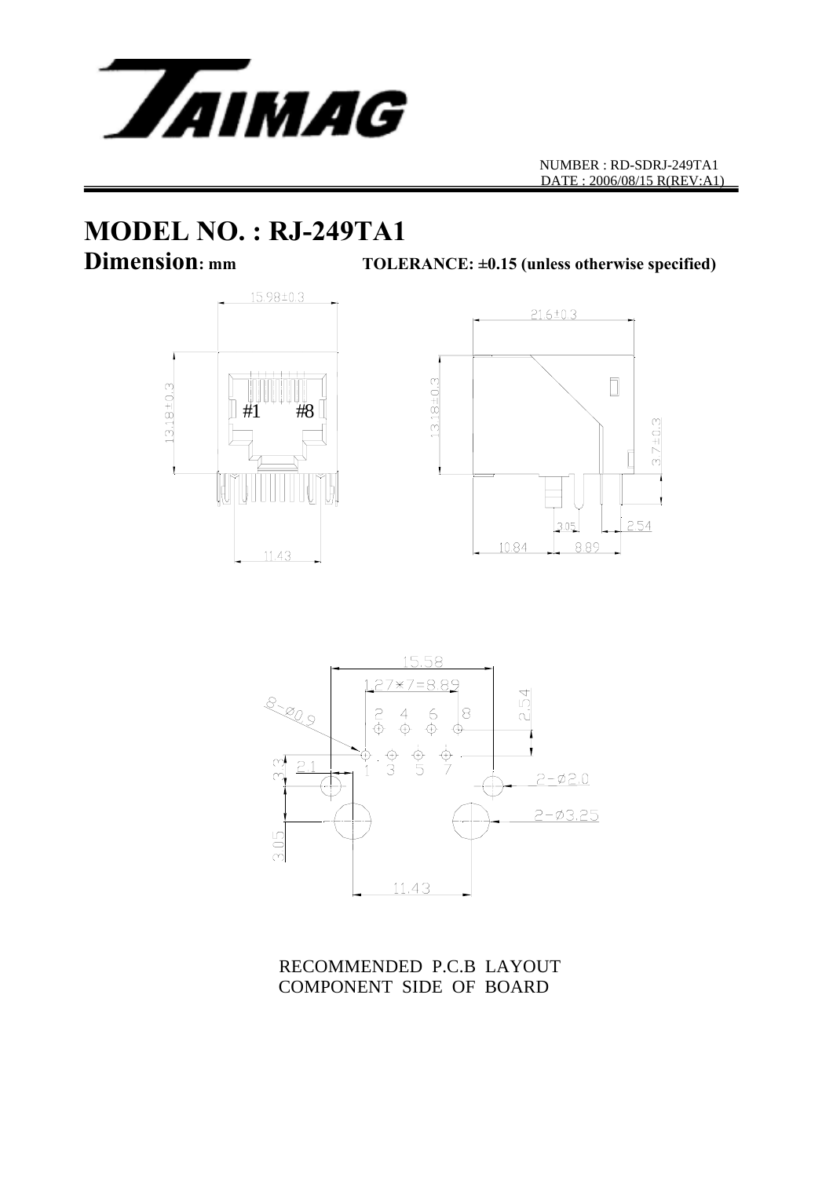NUMBER : RD-SDRJ-249TA1
DATE : 2006/08/15 R(REV:A1)

# MODEL NO. : RJ-249TA1

## Dimension: mm

**TOLERANCE: ±0.15 (unless otherwise specified)**

15.98±0.3

13.18±0.3

#1 #8

11.43

21.6±0.3

13.18±0.3

3.7±0.3

3.05

2.54

10.84

8.89

15.58

1.27*7=8.89

8-Ø0.9

2.54

2 4 6 8

1 3 5 7

3.3

2.1

2-Ø2.0

2-Ø3.25

3.05

11.43

RECOMMENDED P.C.B LAYOUT
COMPONENT SIDE OF BOARD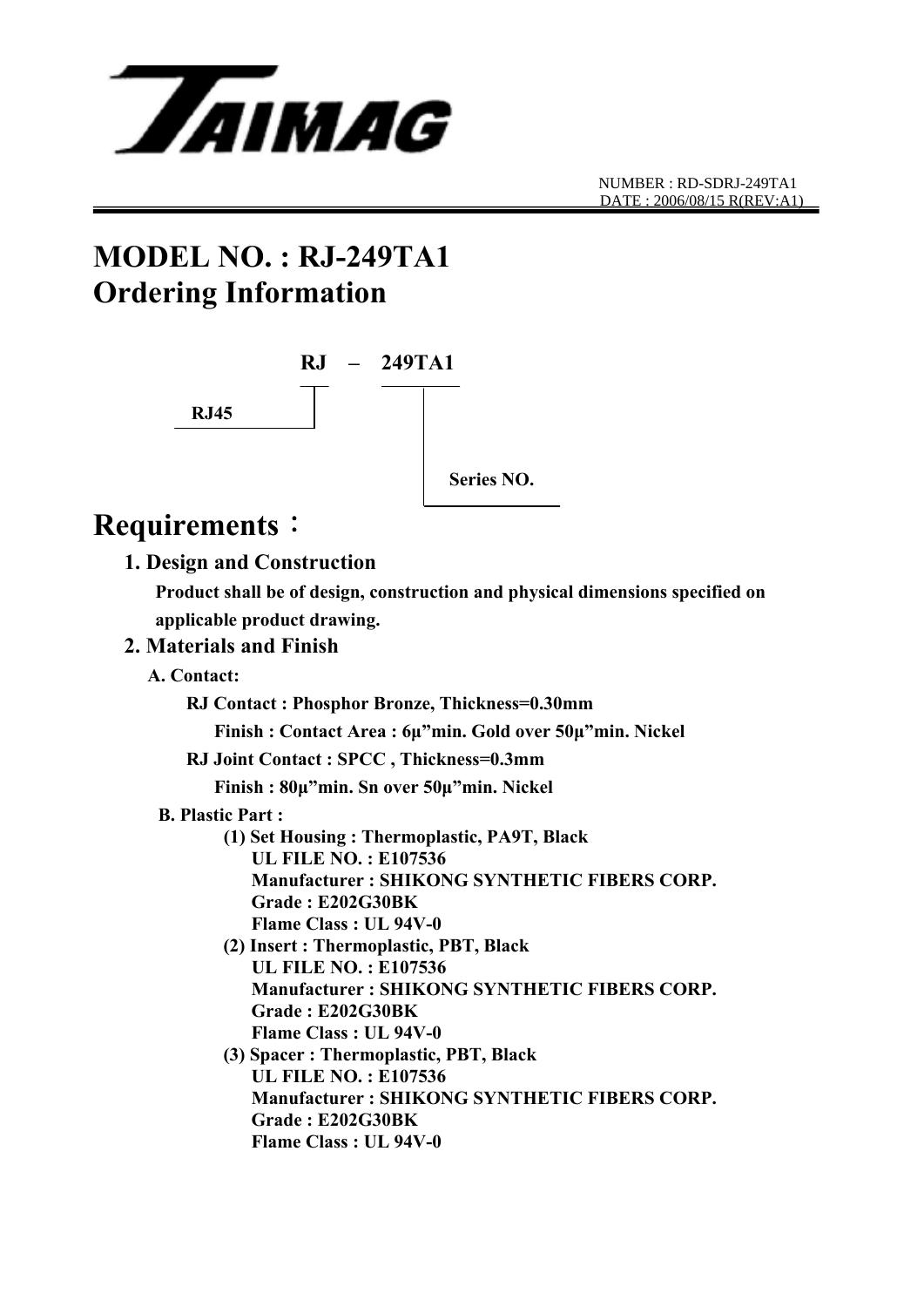**TAIMAG**

NUMBER : RD-SDRJ-249TA1
DATE : 2006/08/15 R(REV:A1)

# MODEL NO. : RJ-249TA1
# Ordering Information

**RJ – 249TA1**

- **RJ45** (RJ)
- **Series NO.** (249TA1)

# Requirements：

## 1. Design and Construction

**Product shall be of design, construction and physical dimensions specified on applicable product drawing.**

## 2. Materials and Finish

**A. Contact:**

**RJ Contact : Phosphor Bronze, Thickness=0.30mm**

**Finish : Contact Area : 6μ"min. Gold over 50μ"min. Nickel**

**RJ Joint Contact : SPCC , Thickness=0.3mm**

**Finish : 80μ"min. Sn over 50μ"min. Nickel**

**B. Plastic Part :**

**(1) Set Housing : Thermoplastic, PA9T, Black**
**UL FILE NO. : E107536**
**Manufacturer : SHIKONG SYNTHETIC FIBERS CORP.**
**Grade : E202G30BK**
**Flame Class : UL 94V-0**

**(2) Insert : Thermoplastic, PBT, Black**
**UL FILE NO. : E107536**
**Manufacturer : SHIKONG SYNTHETIC FIBERS CORP.**
**Grade : E202G30BK**
**Flame Class : UL 94V-0**

**(3) Spacer : Thermoplastic, PBT, Black**
**UL FILE NO. : E107536**
**Manufacturer : SHIKONG SYNTHETIC FIBERS CORP.**
**Grade : E202G30BK**
**Flame Class : UL 94V-0**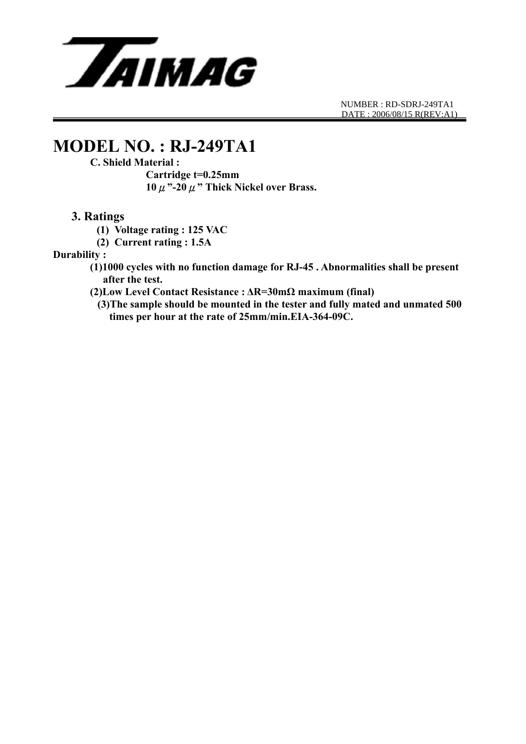# MODEL NO. : RJ-249TA1

**C. Shield Material :**

**Cartridge t=0.25mm**

**10 μ"-20 μ" Thick Nickel over Brass.**

## 3. Ratings

**(1) Voltage rating : 125 VAC**

**(2) Current rating : 1.5A**

**Durability :**

**(1)1000 cycles with no function damage for RJ-45 . Abnormalities shall be present after the test.**

**(2)Low Level Contact Resistance : ΔR=30mΩ maximum (final)**

**(3)The sample should be mounted in the tester and fully mated and unmated 500 times per hour at the rate of 25mm/min.EIA-364-09C.**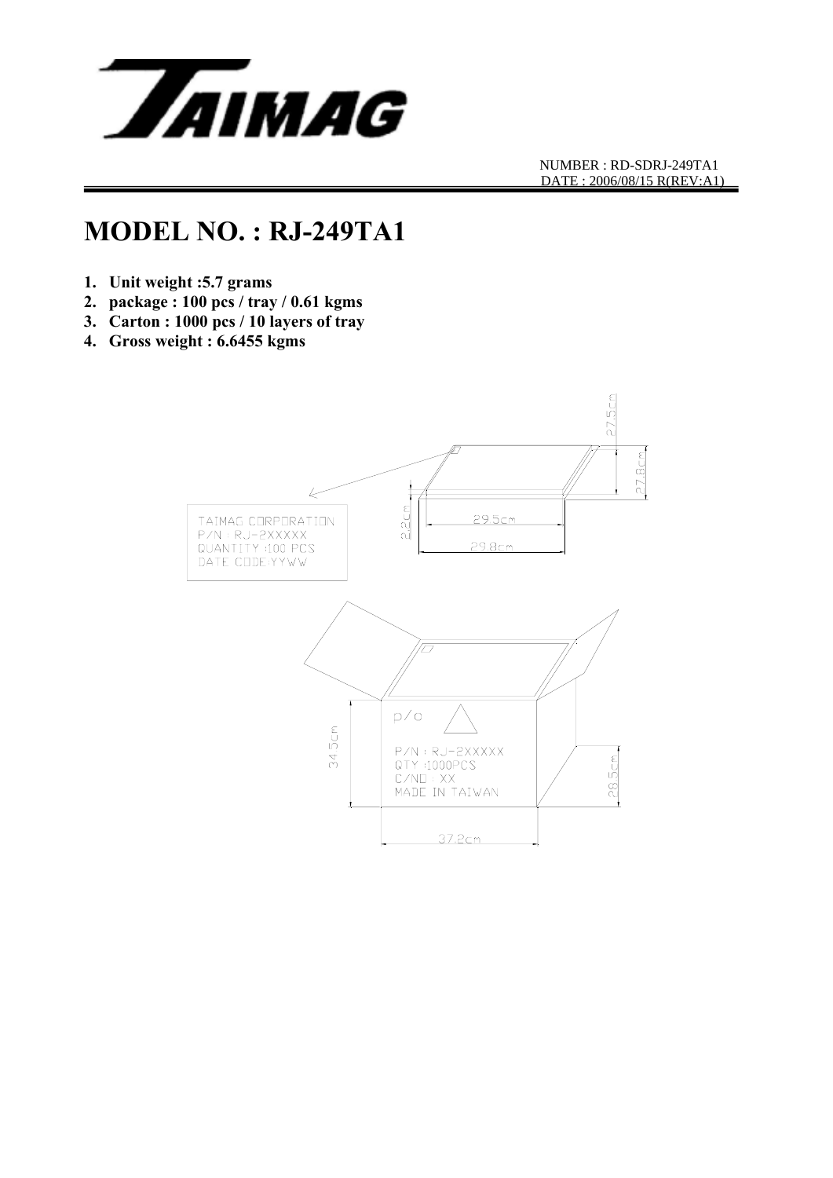NUMBER : RD-SDRJ-249TA1
DATE : 2006/08/15 R(REV:A1)

# MODEL NO. : RJ-249TA1

1. **Unit weight :5.7 grams**
2. **package : 100 pcs / tray / 0.61 kgms**
3. **Carton : 1000 pcs / 10 layers of tray**
4. **Gross weight : 6.6455 kgms**

27.5cm
27.8cm
2.2cm
29.5cm
29.8cm

TAIMAG CORPORATION
P/N : RJ-2XXXXX
QUANTITY :100 PCS
DATE CODE:YYWW

p/o

P/N : RJ-2XXXXX
QTY :1000PCS
C/NO : XX
MADE IN TAIWAN

34.5cm
28.5cm
37.2cm